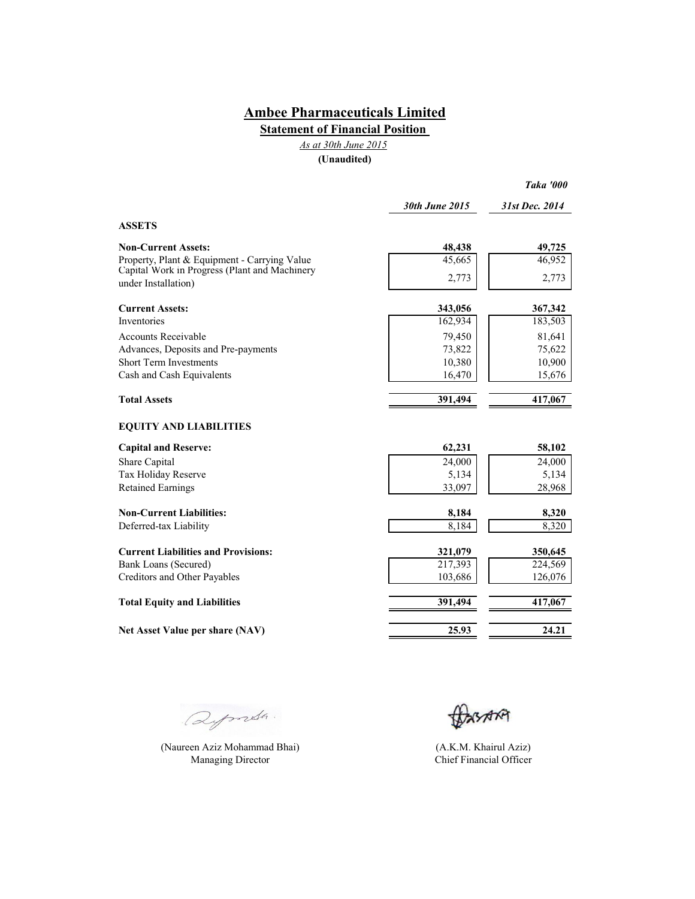# Ambee Pharmaceuticals Limited

## Statement of Financial Position

*As at 30th June 2015*

**(Unaudited)**

| | *30th June 2015* | *31st Dec. 2014* |
|---|---|---|
| | | ***Taka '000*** |
| **ASSETS** | | |
| **Non-Current Assets:** | **48,438** | **49,725** |
| Property, Plant & Equipment - Carrying Value | 45,665 | 46,952 |
| Capital Work in Progress (Plant and Machinery under Installation) | 2,773 | 2,773 |
| **Current Assets:** | **343,056** | **367,342** |
| Inventories | 162,934 | 183,503 |
| Accounts Receivable | 79,450 | 81,641 |
| Advances, Deposits and Pre-payments | 73,822 | 75,622 |
| Short Term Investments | 10,380 | 10,900 |
| Cash and Cash Equivalents | 16,470 | 15,676 |
| **Total Assets** | **391,494** | **417,067** |
| **EQUITY AND LIABILITIES** | | |
| **Capital and Reserve:** | **62,231** | **58,102** |
| Share Capital | 24,000 | 24,000 |
| Tax Holiday Reserve | 5,134 | 5,134 |
| Retained Earnings | 33,097 | 28,968 |
| **Non-Current Liabilities:** | **8,184** | **8,320** |
| Deferred-tax Liability | 8,184 | 8,320 |
| **Current Liabilities and Provisions:** | **321,079** | **350,645** |
| Bank Loans (Secured) | 217,393 | 224,569 |
| Creditors and Other Payables | 103,686 | 126,076 |
| **Total Equity and Liabilities** | **391,494** | **417,067** |
| **Net Asset Value per share (NAV)** | **25.93** | **24.21** |

(Naureen Aziz Mohammad Bhai)
Managing Director

(A.K.M. Khairul Aziz)
Chief Financial Officer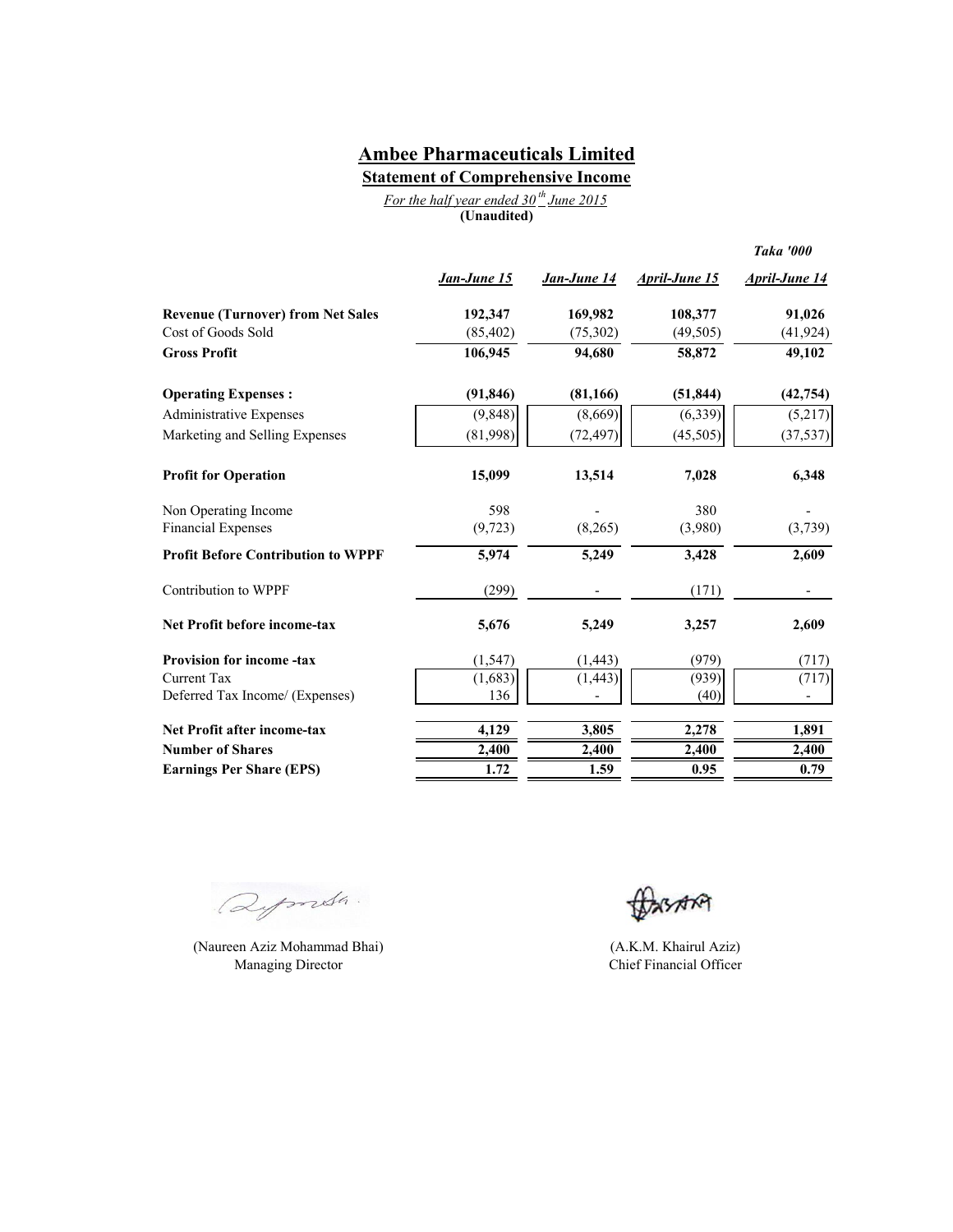# Ambee Pharmaceuticals Limited

## Statement of Comprehensive Income

*For the half year ended 30th June 2015*

**(Unaudited)**

***Taka '000***

| | *Jan-June 15* | *Jan-June 14* | *April-June 15* | *April-June 14* |
|---|---|---|---|---|
| **Revenue (Turnover) from Net Sales** | **192,347** | **169,982** | **108,377** | **91,026** |
| Cost of Goods Sold | (85,402) | (75,302) | (49,505) | (41,924) |
| **Gross Profit** | **106,945** | **94,680** | **58,872** | **49,102** |
| **Operating Expenses :** | **(91,846)** | **(81,166)** | **(51,844)** | **(42,754)** |
| Administrative Expenses | (9,848) | (8,669) | (6,339) | (5,217) |
| Marketing and Selling Expenses | (81,998) | (72,497) | (45,505) | (37,537) |
| **Profit for Operation** | **15,099** | **13,514** | **7,028** | **6,348** |
| Non Operating Income | 598 | - | 380 | - |
| Financial Expenses | (9,723) | (8,265) | (3,980) | (3,739) |
| **Profit Before Contribution to WPPF** | **5,974** | **5,249** | **3,428** | **2,609** |
| Contribution to WPPF | (299) | - | (171) | - |
| **Net Profit before income-tax** | **5,676** | **5,249** | **3,257** | **2,609** |
| **Provision for income -tax** | (1,547) | (1,443) | (979) | (717) |
| Current Tax | (1,683) | (1,443) | (939) | (717) |
| Deferred Tax Income/ (Expenses) | 136 | - | (40) | - |
| **Net Profit after income-tax** | **4,129** | **3,805** | **2,278** | **1,891** |
| **Number of Shares** | **2,400** | **2,400** | **2,400** | **2,400** |
| **Earnings Per Share (EPS)** | **1.72** | **1.59** | **0.95** | **0.79** |

(Naureen Aziz Mohammad Bhai)
Managing Director

(A.K.M. Khairul Aziz)
Chief Financial Officer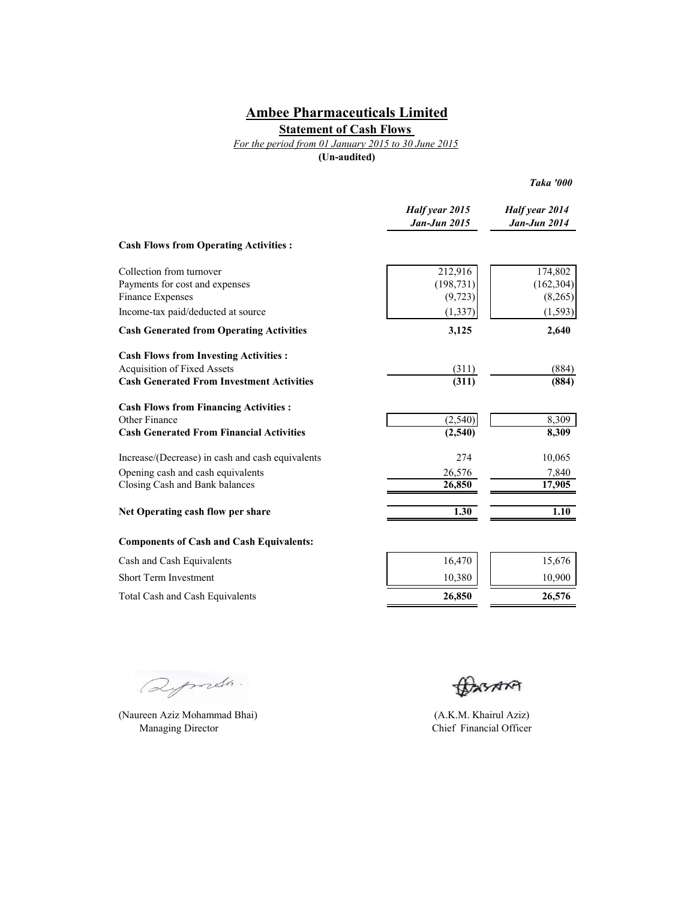# Ambee Pharmaceuticals Limited

## Statement of Cash Flows

*For the period from 01 January 2015 to 30 June 2015*

**(Un-audited)**

***Taka '000***

| | ***Half year 2015 Jan-Jun 2015*** | ***Half year 2014 Jan-Jun 2014*** |
|---|---|---|
| **Cash Flows from Operating Activities :** | | |
| Collection from turnover | 212,916 | 174,802 |
| Payments for cost and expenses | (198,731) | (162,304) |
| Finance Expenses | (9,723) | (8,265) |
| Income-tax paid/deducted at source | (1,337) | (1,593) |
| **Cash Generated from Operating Activities** | **3,125** | **2,640** |
| **Cash Flows from Investing Activities :** | | |
| Acquisition of Fixed Assets | (311) | (884) |
| **Cash Generated From Investment Activities** | **(311)** | **(884)** |
| **Cash Flows from Financing Activities :** | | |
| Other Finance | (2,540) | 8,309 |
| **Cash Generated From Financial Activities** | **(2,540)** | **8,309** |
| Increase/(Decrease) in cash and cash equivalents | 274 | 10,065 |
| Opening cash and cash equivalents | 26,576 | 7,840 |
| Closing Cash and Bank balances | **26,850** | **17,905** |
| **Net Operating cash flow per share** | **1.30** | **1.10** |
| **Components of Cash and Cash Equivalents:** | | |
| Cash and Cash Equivalents | 16,470 | 15,676 |
| Short Term Investment | 10,380 | 10,900 |
| Total Cash and Cash Equivalents | **26,850** | **26,576** |

(Naureen Aziz Mohammad Bhai)
Managing Director

(A.K.M. Khairul Aziz)
Chief Financial Officer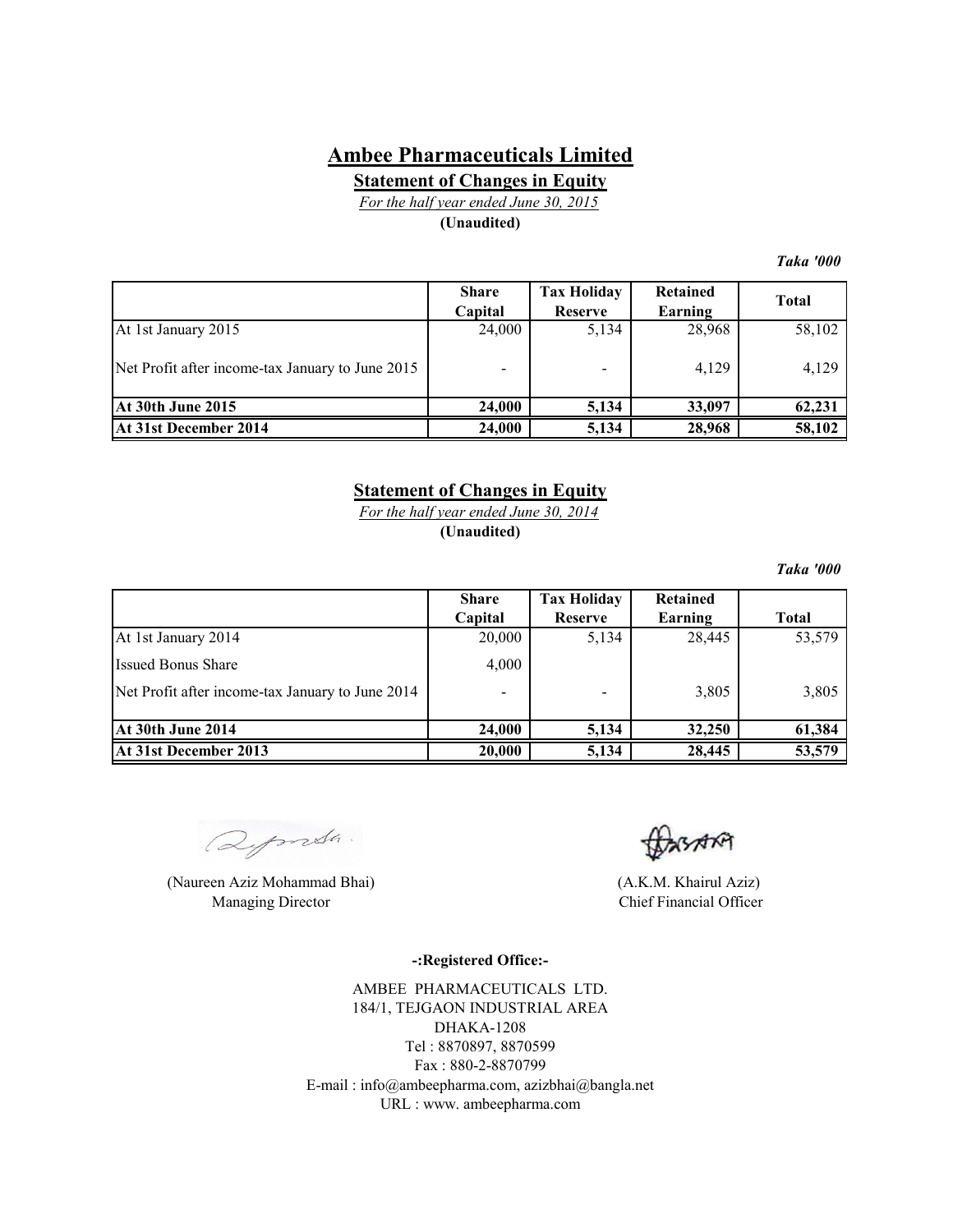# Ambee Pharmaceuticals Limited

## Statement of Changes in Equity

*For the half year ended June 30, 2015*

**(Unaudited)**

*Taka '000*

| | Share Capital | Tax Holiday Reserve | Retained Earning | Total |
|---|---|---|---|---|
| At 1st January 2015 | 24,000 | 5,134 | 28,968 | 58,102 |
| Net Profit after income-tax January to June 2015 | - | - | 4,129 | 4,129 |
| **At 30th June 2015** | **24,000** | **5,134** | **33,097** | **62,231** |
| **At 31st December 2014** | **24,000** | **5,134** | **28,968** | **58,102** |

## Statement of Changes in Equity

*For the half year ended June 30, 2014*

**(Unaudited)**

*Taka '000*

| | Share Capital | Tax Holiday Reserve | Retained Earning | Total |
|---|---|---|---|---|
| At 1st January 2014 | 20,000 | 5,134 | 28,445 | 53,579 |
| Issued Bonus Share | 4,000 | | | |
| Net Profit after income-tax January to June 2014 | - | - | 3,805 | 3,805 |
| **At 30th June 2014** | **24,000** | **5,134** | **32,250** | **61,384** |
| **At 31st December 2013** | **20,000** | **5,134** | **28,445** | **53,579** |

(Naureen Aziz Mohammad Bhai)
Managing Director

(A.K.M. Khairul Aziz)
Chief Financial Officer

**-:Registered Office:-**

AMBEE PHARMACEUTICALS LTD.
184/1, TEJGAON INDUSTRIAL AREA
DHAKA-1208
Tel : 8870897, 8870599
Fax : 880-2-8870799
E-mail : info@ambeepharma.com, azizbhai@bangla.net
URL : www. ambeepharma.com